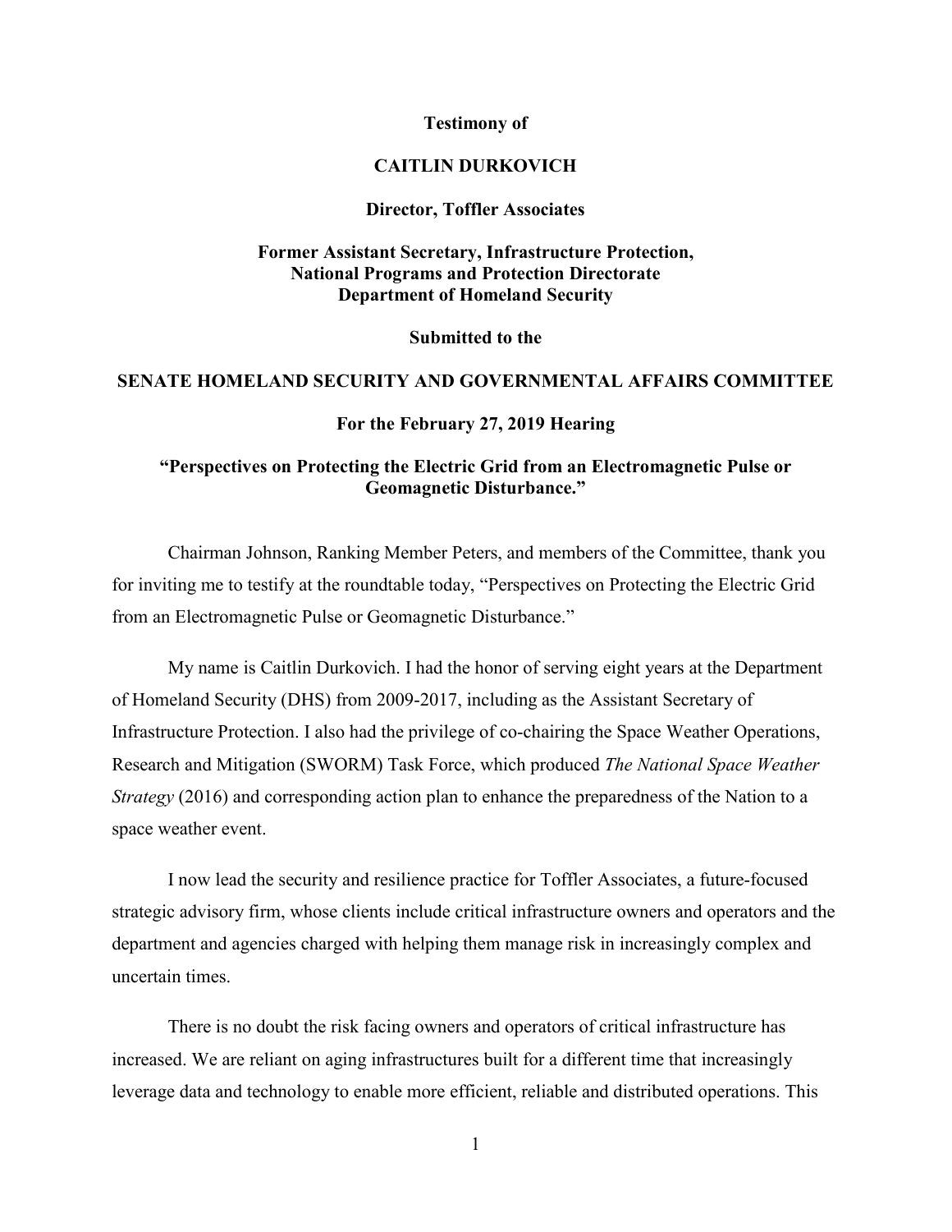**Testimony of**

**CAITLIN DURKOVICH**

**Director, Toffler Associates**

**Former Assistant Secretary, Infrastructure Protection, National Programs and Protection Directorate Department of Homeland Security**

**Submitted to the**

**SENATE HOMELAND SECURITY AND GOVERNMENTAL AFFAIRS COMMITTEE**

**For the February 27, 2019 Hearing**

**"Perspectives on Protecting the Electric Grid from an Electromagnetic Pulse or Geomagnetic Disturbance."**

Chairman Johnson, Ranking Member Peters, and members of the Committee, thank you for inviting me to testify at the roundtable today, "Perspectives on Protecting the Electric Grid from an Electromagnetic Pulse or Geomagnetic Disturbance."

My name is Caitlin Durkovich. I had the honor of serving eight years at the Department of Homeland Security (DHS) from 2009-2017, including as the Assistant Secretary of Infrastructure Protection. I also had the privilege of co-chairing the Space Weather Operations, Research and Mitigation (SWORM) Task Force, which produced *The National Space Weather Strategy* (2016) and corresponding action plan to enhance the preparedness of the Nation to a space weather event.

I now lead the security and resilience practice for Toffler Associates, a future-focused strategic advisory firm, whose clients include critical infrastructure owners and operators and the department and agencies charged with helping them manage risk in increasingly complex and uncertain times.

There is no doubt the risk facing owners and operators of critical infrastructure has increased. We are reliant on aging infrastructures built for a different time that increasingly leverage data and technology to enable more efficient, reliable and distributed operations. This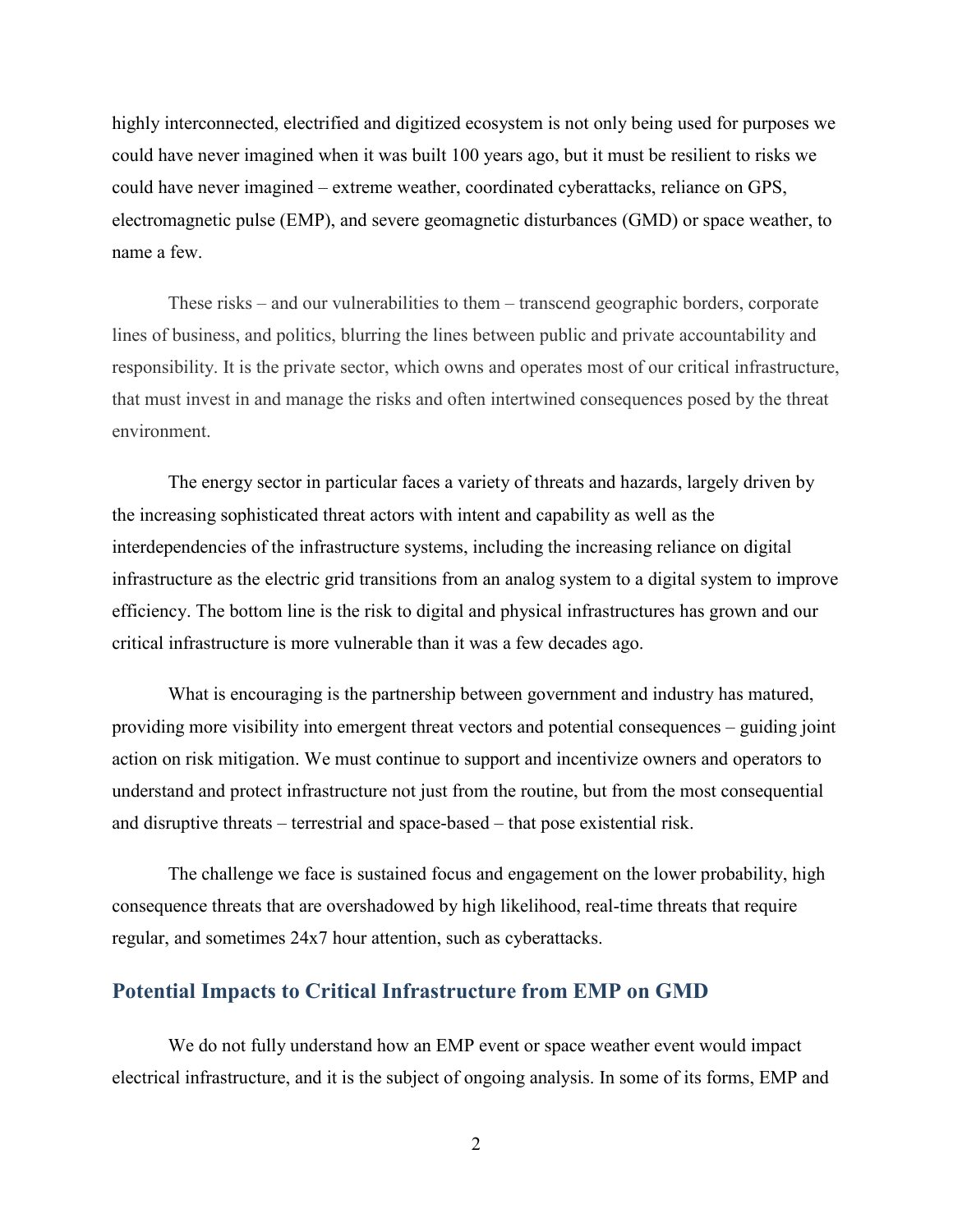highly interconnected, electrified and digitized ecosystem is not only being used for purposes we could have never imagined when it was built 100 years ago, but it must be resilient to risks we could have never imagined – extreme weather, coordinated cyberattacks, reliance on GPS, electromagnetic pulse (EMP), and severe geomagnetic disturbances (GMD) or space weather, to name a few.

These risks – and our vulnerabilities to them – transcend geographic borders, corporate lines of business, and politics, blurring the lines between public and private accountability and responsibility. It is the private sector, which owns and operates most of our critical infrastructure, that must invest in and manage the risks and often intertwined consequences posed by the threat environment.

The energy sector in particular faces a variety of threats and hazards, largely driven by the increasing sophisticated threat actors with intent and capability as well as the interdependencies of the infrastructure systems, including the increasing reliance on digital infrastructure as the electric grid transitions from an analog system to a digital system to improve efficiency. The bottom line is the risk to digital and physical infrastructures has grown and our critical infrastructure is more vulnerable than it was a few decades ago.

What is encouraging is the partnership between government and industry has matured, providing more visibility into emergent threat vectors and potential consequences – guiding joint action on risk mitigation. We must continue to support and incentivize owners and operators to understand and protect infrastructure not just from the routine, but from the most consequential and disruptive threats – terrestrial and space-based – that pose existential risk.

The challenge we face is sustained focus and engagement on the lower probability, high consequence threats that are overshadowed by high likelihood, real-time threats that require regular, and sometimes 24x7 hour attention, such as cyberattacks.

## Potential Impacts to Critical Infrastructure from EMP on GMD

We do not fully understand how an EMP event or space weather event would impact electrical infrastructure, and it is the subject of ongoing analysis. In some of its forms, EMP and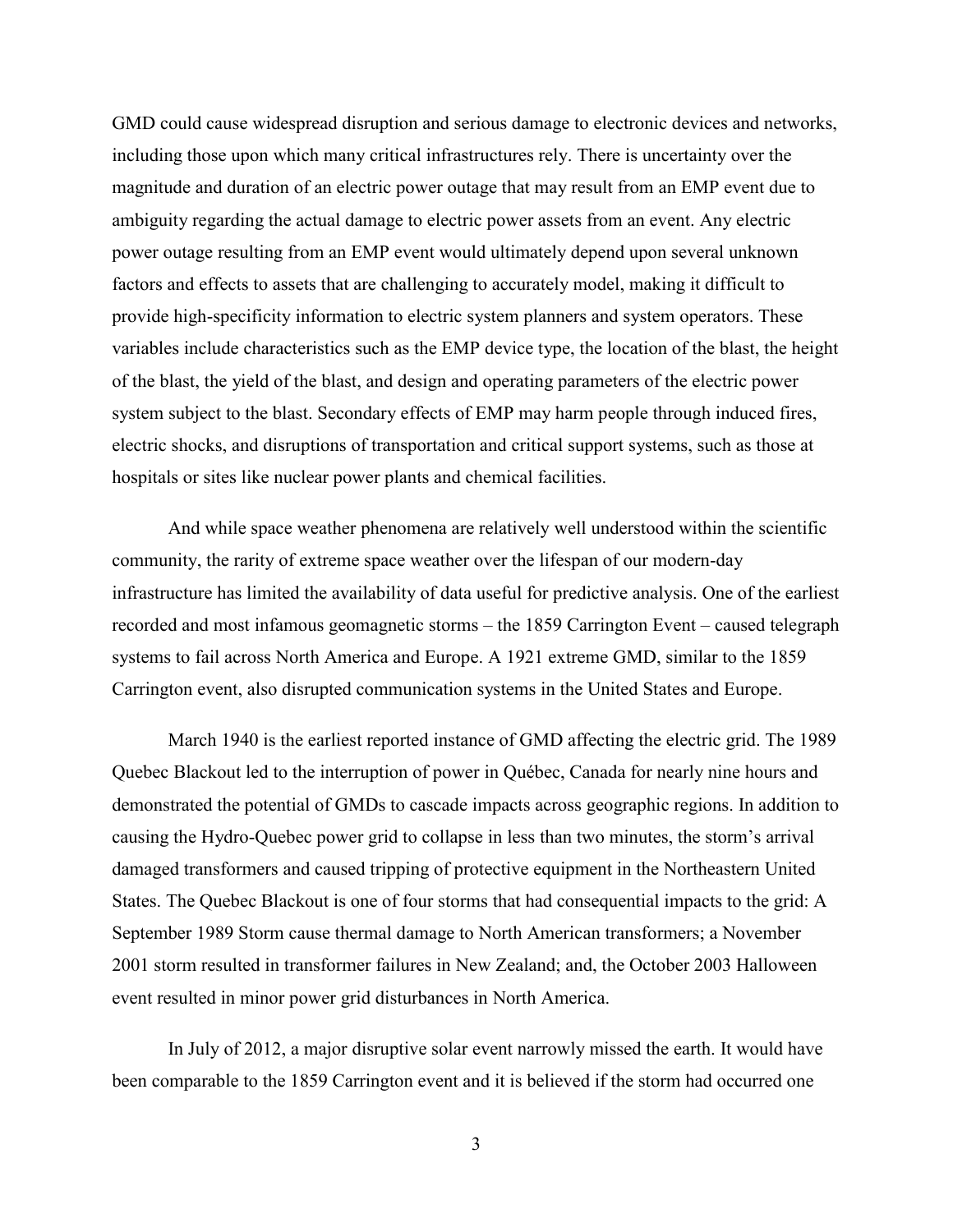GMD could cause widespread disruption and serious damage to electronic devices and networks, including those upon which many critical infrastructures rely. There is uncertainty over the magnitude and duration of an electric power outage that may result from an EMP event due to ambiguity regarding the actual damage to electric power assets from an event. Any electric power outage resulting from an EMP event would ultimately depend upon several unknown factors and effects to assets that are challenging to accurately model, making it difficult to provide high-specificity information to electric system planners and system operators. These variables include characteristics such as the EMP device type, the location of the blast, the height of the blast, the yield of the blast, and design and operating parameters of the electric power system subject to the blast. Secondary effects of EMP may harm people through induced fires, electric shocks, and disruptions of transportation and critical support systems, such as those at hospitals or sites like nuclear power plants and chemical facilities.

And while space weather phenomena are relatively well understood within the scientific community, the rarity of extreme space weather over the lifespan of our modern-day infrastructure has limited the availability of data useful for predictive analysis. One of the earliest recorded and most infamous geomagnetic storms – the 1859 Carrington Event – caused telegraph systems to fail across North America and Europe. A 1921 extreme GMD, similar to the 1859 Carrington event, also disrupted communication systems in the United States and Europe.

March 1940 is the earliest reported instance of GMD affecting the electric grid. The 1989 Quebec Blackout led to the interruption of power in Québec, Canada for nearly nine hours and demonstrated the potential of GMDs to cascade impacts across geographic regions. In addition to causing the Hydro-Quebec power grid to collapse in less than two minutes, the storm's arrival damaged transformers and caused tripping of protective equipment in the Northeastern United States. The Quebec Blackout is one of four storms that had consequential impacts to the grid: A September 1989 Storm cause thermal damage to North American transformers; a November 2001 storm resulted in transformer failures in New Zealand; and, the October 2003 Halloween event resulted in minor power grid disturbances in North America.

In July of 2012, a major disruptive solar event narrowly missed the earth. It would have been comparable to the 1859 Carrington event and it is believed if the storm had occurred one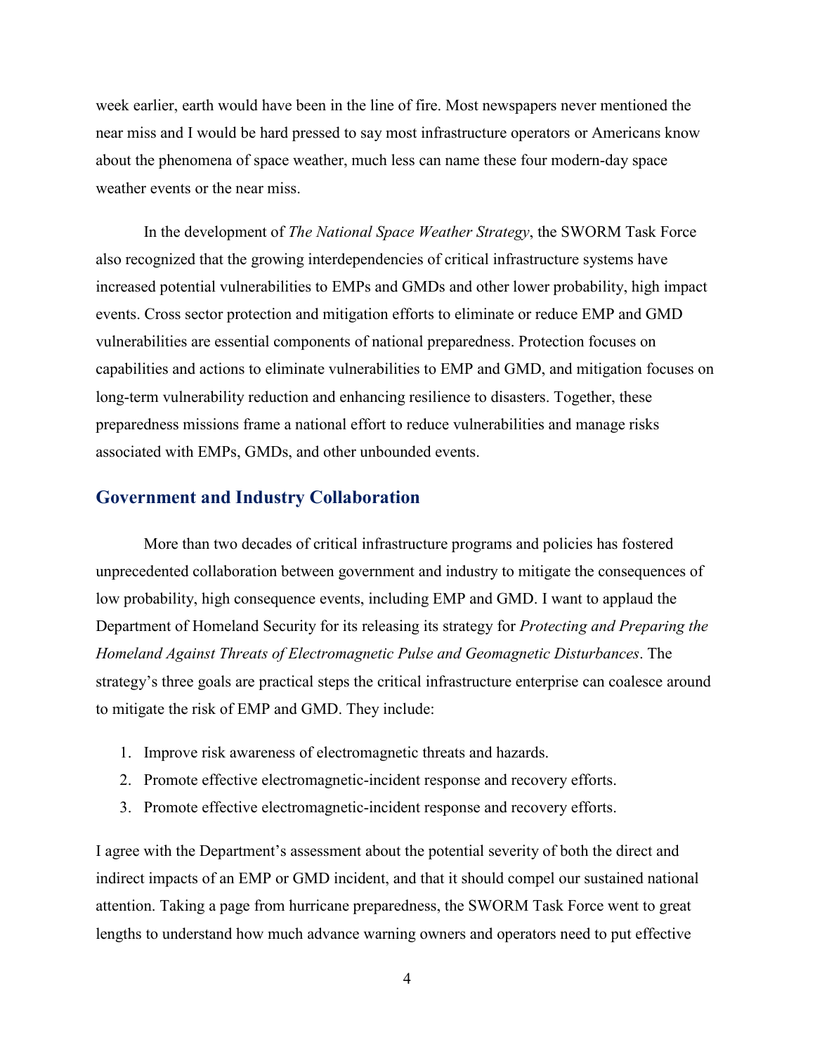week earlier, earth would have been in the line of fire. Most newspapers never mentioned the near miss and I would be hard pressed to say most infrastructure operators or Americans know about the phenomena of space weather, much less can name these four modern-day space weather events or the near miss.

In the development of *The National Space Weather Strategy*, the SWORM Task Force also recognized that the growing interdependencies of critical infrastructure systems have increased potential vulnerabilities to EMPs and GMDs and other lower probability, high impact events. Cross sector protection and mitigation efforts to eliminate or reduce EMP and GMD vulnerabilities are essential components of national preparedness. Protection focuses on capabilities and actions to eliminate vulnerabilities to EMP and GMD, and mitigation focuses on long-term vulnerability reduction and enhancing resilience to disasters. Together, these preparedness missions frame a national effort to reduce vulnerabilities and manage risks associated with EMPs, GMDs, and other unbounded events.

## Government and Industry Collaboration

More than two decades of critical infrastructure programs and policies has fostered unprecedented collaboration between government and industry to mitigate the consequences of low probability, high consequence events, including EMP and GMD. I want to applaud the Department of Homeland Security for its releasing its strategy for *Protecting and Preparing the Homeland Against Threats of Electromagnetic Pulse and Geomagnetic Disturbances*. The strategy's three goals are practical steps the critical infrastructure enterprise can coalesce around to mitigate the risk of EMP and GMD. They include:

1. Improve risk awareness of electromagnetic threats and hazards.
2. Promote effective electromagnetic-incident response and recovery efforts.
3. Promote effective electromagnetic-incident response and recovery efforts.

I agree with the Department's assessment about the potential severity of both the direct and indirect impacts of an EMP or GMD incident, and that it should compel our sustained national attention. Taking a page from hurricane preparedness, the SWORM Task Force went to great lengths to understand how much advance warning owners and operators need to put effective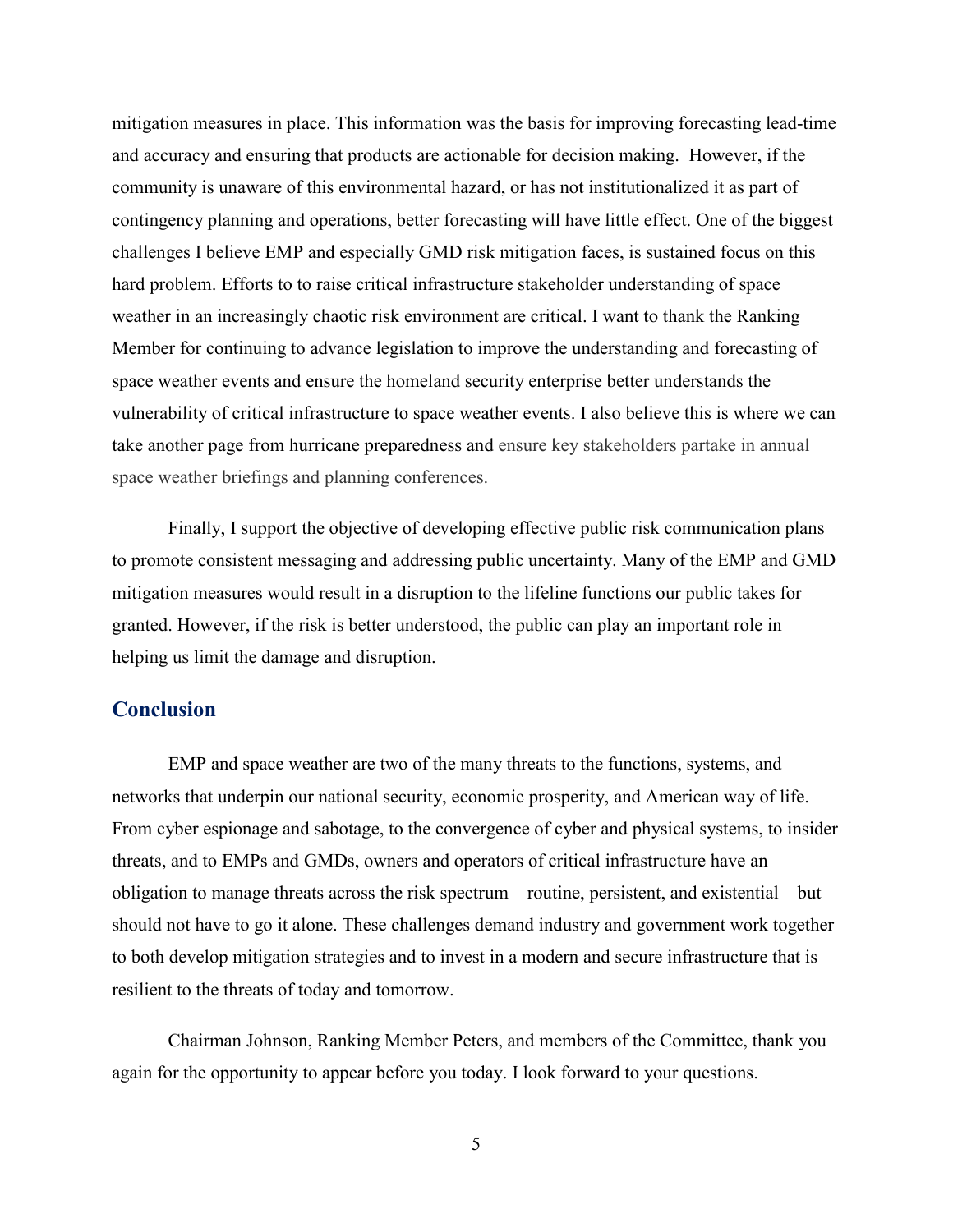mitigation measures in place. This information was the basis for improving forecasting lead-time and accuracy and ensuring that products are actionable for decision making. However, if the community is unaware of this environmental hazard, or has not institutionalized it as part of contingency planning and operations, better forecasting will have little effect. One of the biggest challenges I believe EMP and especially GMD risk mitigation faces, is sustained focus on this hard problem. Efforts to to raise critical infrastructure stakeholder understanding of space weather in an increasingly chaotic risk environment are critical. I want to thank the Ranking Member for continuing to advance legislation to improve the understanding and forecasting of space weather events and ensure the homeland security enterprise better understands the vulnerability of critical infrastructure to space weather events. I also believe this is where we can take another page from hurricane preparedness and ensure key stakeholders partake in annual space weather briefings and planning conferences.

Finally, I support the objective of developing effective public risk communication plans to promote consistent messaging and addressing public uncertainty. Many of the EMP and GMD mitigation measures would result in a disruption to the lifeline functions our public takes for granted. However, if the risk is better understood, the public can play an important role in helping us limit the damage and disruption.

## Conclusion

EMP and space weather are two of the many threats to the functions, systems, and networks that underpin our national security, economic prosperity, and American way of life. From cyber espionage and sabotage, to the convergence of cyber and physical systems, to insider threats, and to EMPs and GMDs, owners and operators of critical infrastructure have an obligation to manage threats across the risk spectrum – routine, persistent, and existential – but should not have to go it alone. These challenges demand industry and government work together to both develop mitigation strategies and to invest in a modern and secure infrastructure that is resilient to the threats of today and tomorrow.

Chairman Johnson, Ranking Member Peters, and members of the Committee, thank you again for the opportunity to appear before you today. I look forward to your questions.